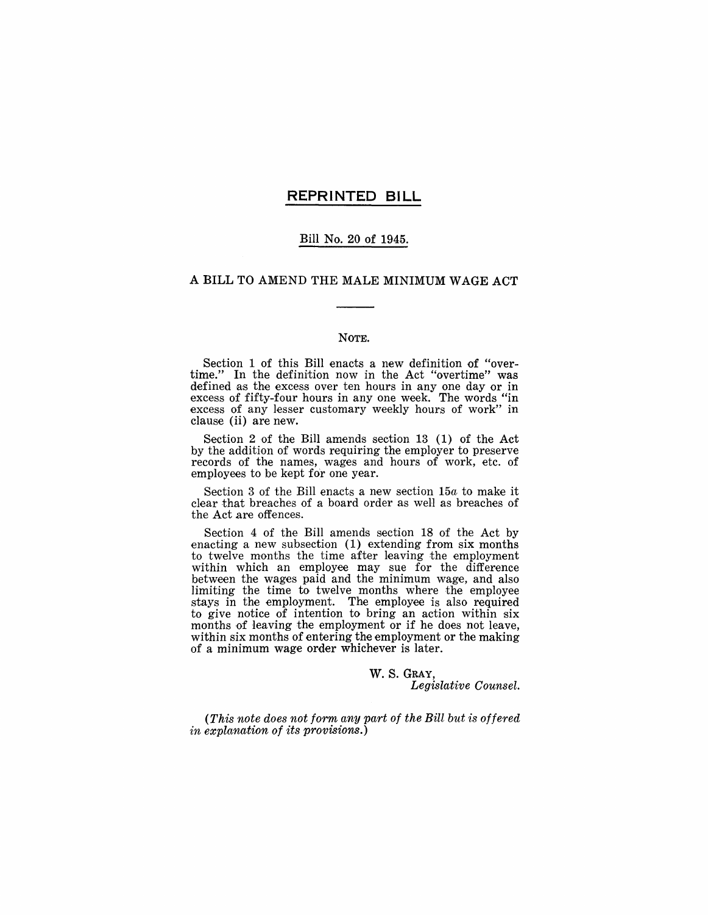# REPRINTED BILL

## Bill No. 20 of 1945.

## A BILL TO AMEND THE MALE MINIMUM WAGE ACT

### NOTE.

Section 1 of this Bill enacts a new definition of "overtime." In the definition now in the Act "overtime" was defined as the excess over ten hours in any one day or in excess of fifty-four hours in any one week. The words "in excess of any lesser customary weekly hours of work" in clause (ii) are new.

Section 2 of the Bill amends section 13 (1) of the Act by the addition of words requiring the employer to preserve records of the names, wages and hours of work, etc. of employees to be kept for one year.

Section 3 of the Bill enacts a new section 15*a* to make it clear that breaches of a board order as well as breaches of the Act are offences.

Section 4 of the Bill amends section 18 of the Act by enacting a new subsection (1) extending from six months to twelve months the time after leaving the employment within which an employee may sue for the difference between the wages paid and the minimum wage, and also limiting the time to twelve months where the employee stays in the employment. The employee is also required to give notice of intention to bring an action within six months of leaving the employment or if he does not leave, within six months of entering the employment or the making of a minimum wage order whichever is later.

W. S. GRAY,
*Legislative Counsel.*

*(This note does not form any part of the Bill but is offered in explanation of its provisions.)*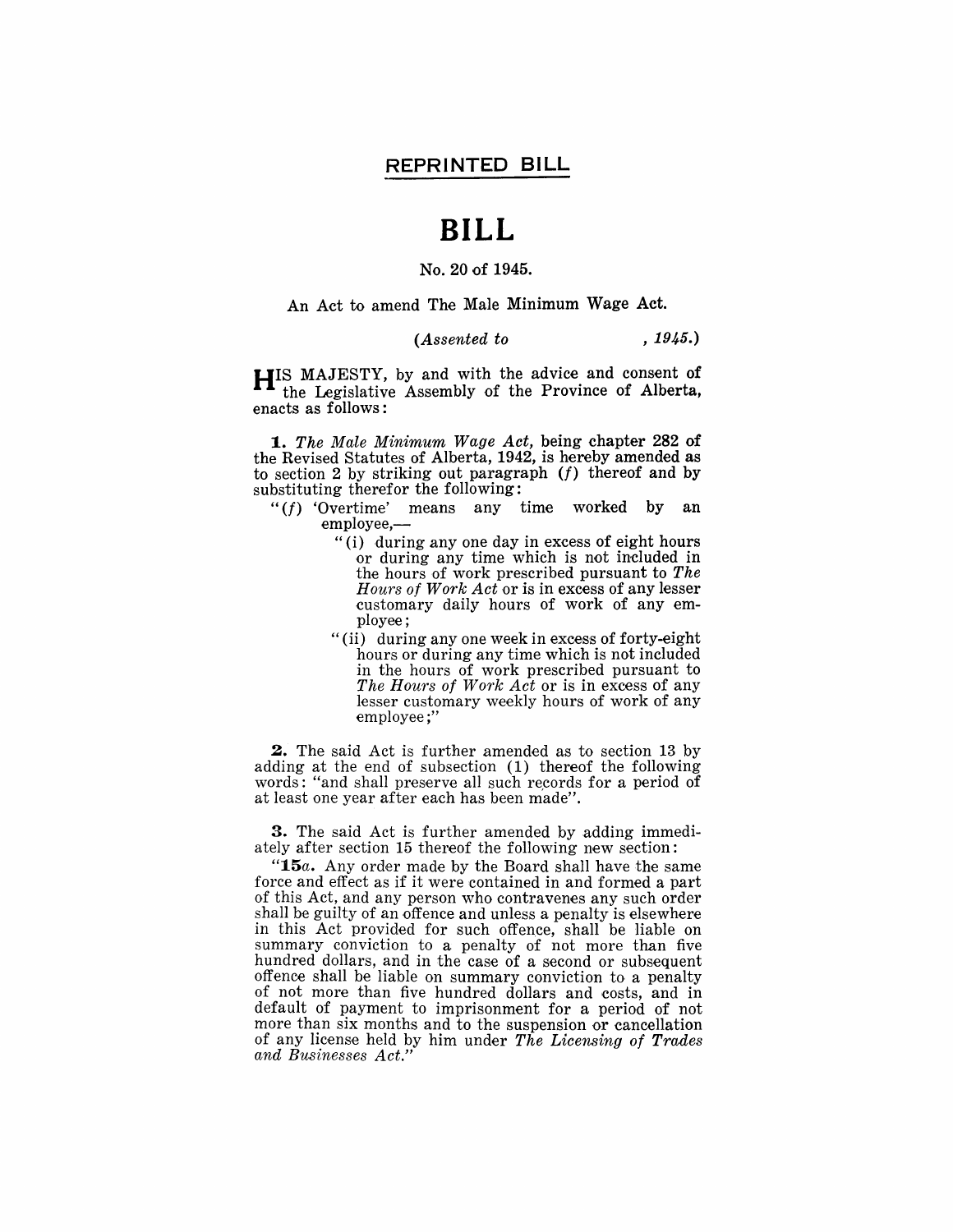## REPRINTED BILL

# BILL

No. 20 of 1945.

An Act to amend The Male Minimum Wage Act.

*(Assented to , 1945.)*

HIS MAJESTY, by and with the advice and consent of the Legislative Assembly of the Province of Alberta, enacts as follows:

**1.** *The Male Minimum Wage Act,* being chapter 282 of the Revised Statutes of Alberta, 1942, is hereby amended as to section 2 by striking out paragraph (*f*) thereof and by substituting therefor the following:

"(*f*) 'Overtime' means any time worked by an employee,—

"(i) during any one day in excess of eight hours or during any time which is not included in the hours of work prescribed pursuant to *The Hours of Work Act* or is in excess of any lesser customary daily hours of work of any employee;

"(ii) during any one week in excess of forty-eight hours or during any time which is not included in the hours of work prescribed pursuant to *The Hours of Work Act* or is in excess of any lesser customary weekly hours of work of any employee;"

**2.** The said Act is further amended as to section 13 by adding at the end of subsection (1) thereof the following words: "and shall preserve all such records for a period of at least one year after each has been made".

**3.** The said Act is further amended by adding immediately after section 15 thereof the following new section:

"**15***a*. Any order made by the Board shall have the same force and effect as if it were contained in and formed a part of this Act, and any person who contravenes any such order shall be guilty of an offence and unless a penalty is elsewhere in this Act provided for such offence, shall be liable on summary conviction to a penalty of not more than five hundred dollars, and in the case of a second or subsequent offence shall be liable on summary conviction to a penalty of not more than five hundred dollars and costs, and in default of payment to imprisonment for a period of not more than six months and to the suspension or cancellation of any license held by him under *The Licensing of Trades and Businesses Act.*"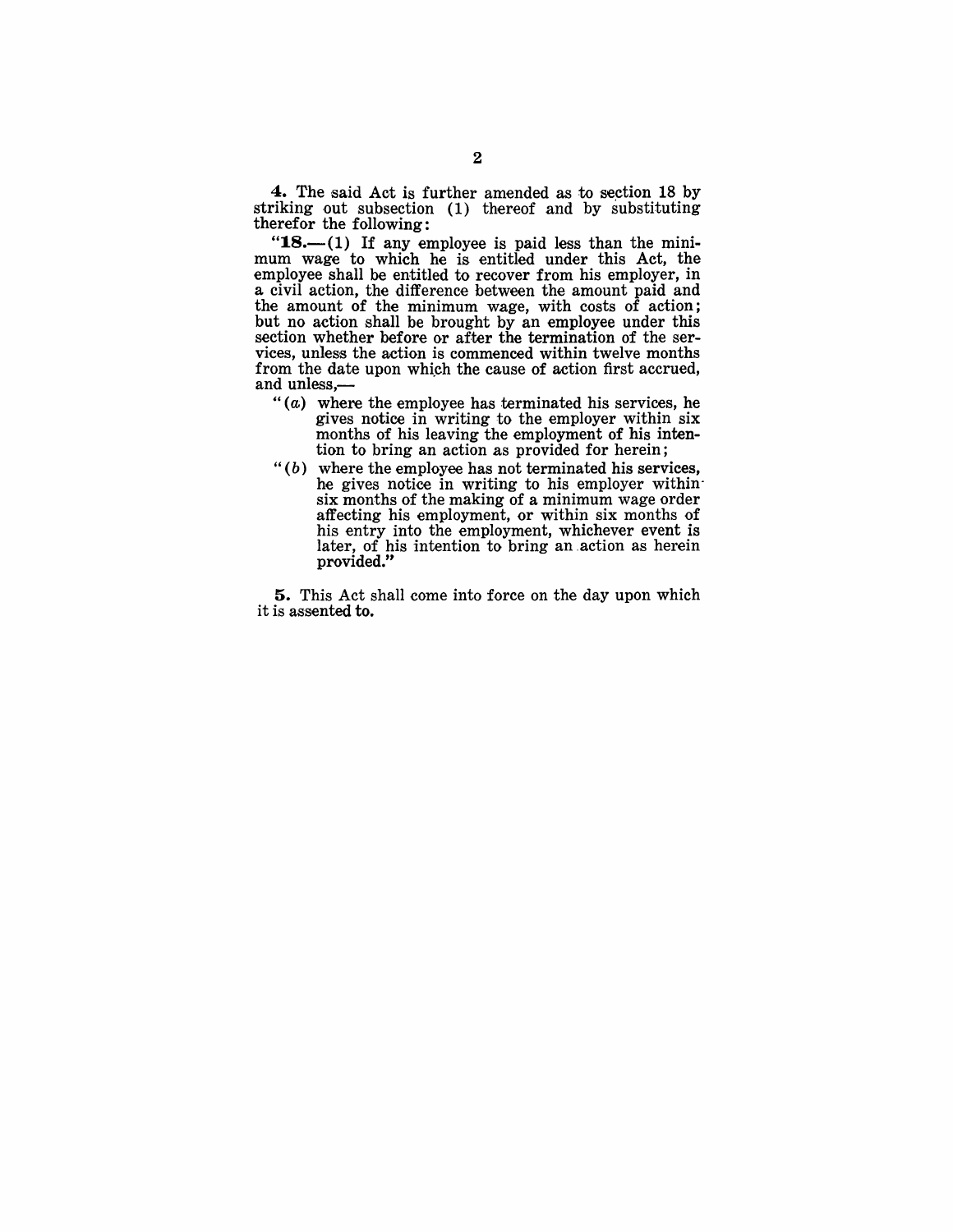**4.** The said Act is further amended as to section 18 by striking out subsection (1) thereof and by substituting therefor the following:

"**18.**—(1) If any employee is paid less than the minimum wage to which he is entitled under this Act, the employee shall be entitled to recover from his employer, in a civil action, the difference between the amount paid and the amount of the minimum wage, with costs of action; but no action shall be brought by an employee under this section whether before or after the termination of the services, unless the action is commenced within twelve months from the date upon which the cause of action first accrued, and unless,—

"(*a*) where the employee has terminated his services, he gives notice in writing to the employer within six months of his leaving the employment of his intention to bring an action as provided for herein;

"(*b*) where the employee has not terminated his services, he gives notice in writing to his employer within six months of the making of a minimum wage order affecting his employment, or within six months of his entry into the employment, whichever event is later, of his intention to bring an action as herein provided."

**5.** This Act shall come into force on the day upon which it is assented to.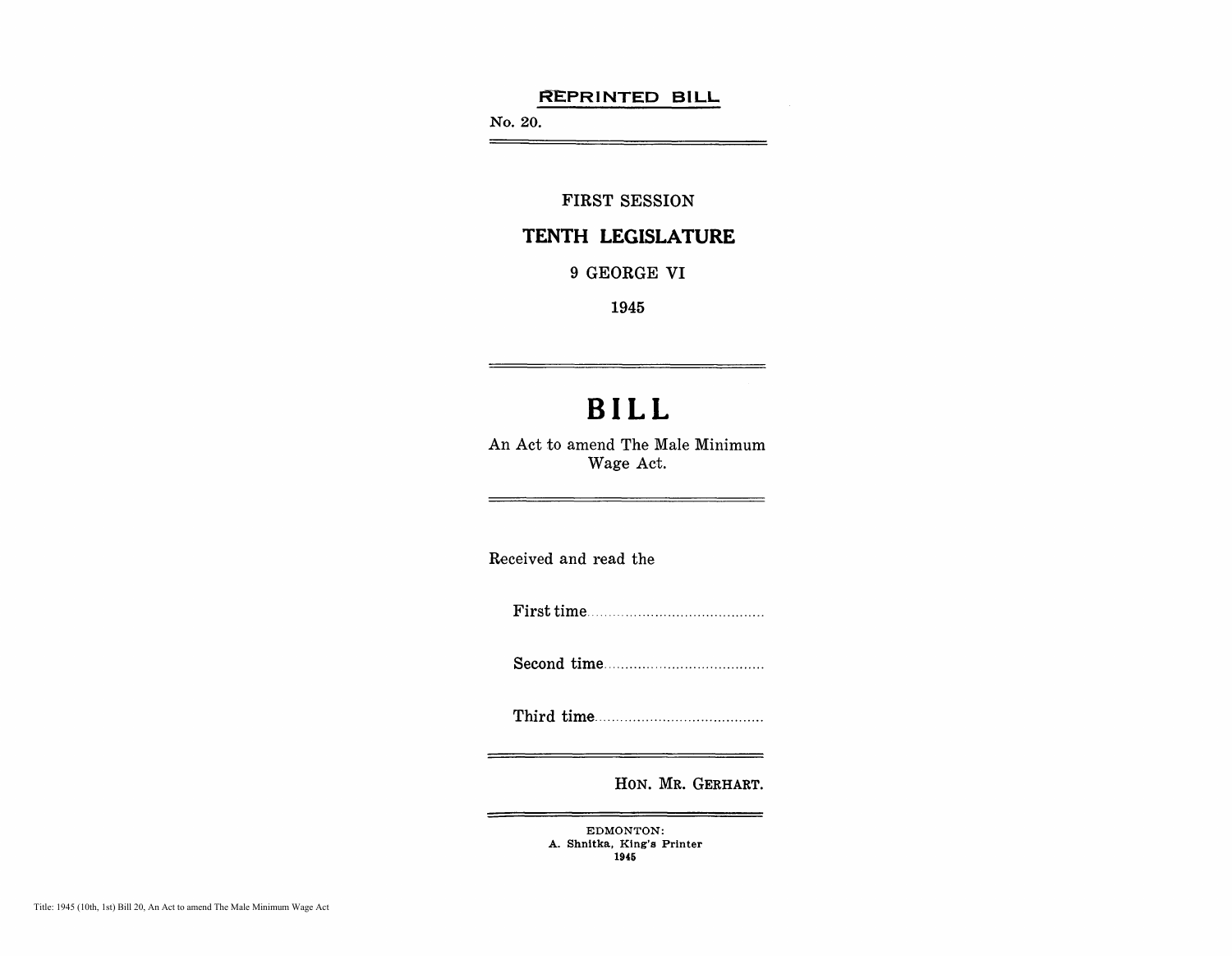**REPRINTED BILL**

No. 20.

FIRST SESSION

## TENTH LEGISLATURE

9 GEORGE VI

1945

# BILL

An Act to amend The Male Minimum Wage Act.

Received and read the

First time..........................................

Second time......................................

Third time........................................

HON. MR. GERHART.

EDMONTON:
A. Shnitka, King's Printer
1945

Title: 1945 (10th, 1st) Bill 20, An Act to amend The Male Minimum Wage Act